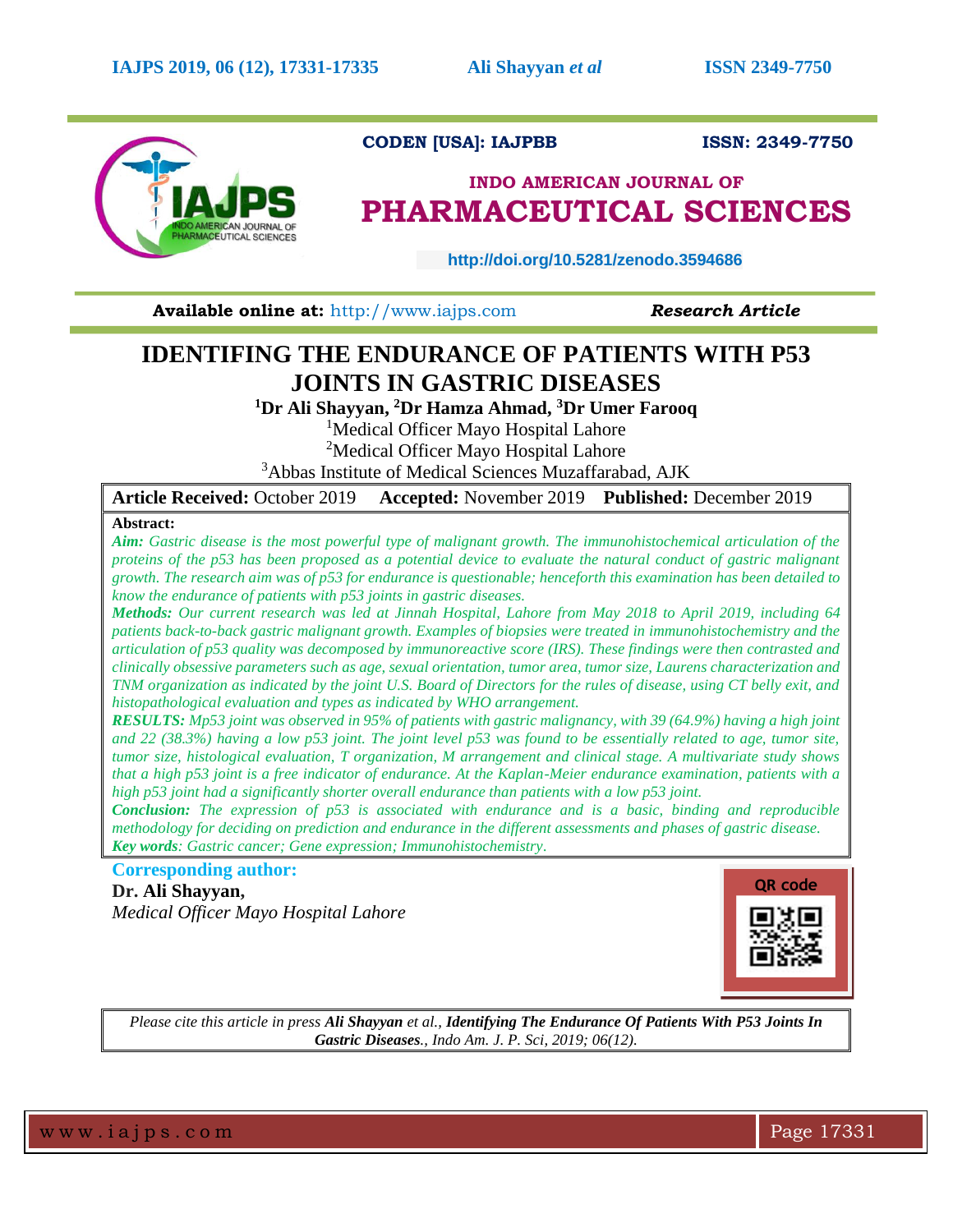CODEN [USA]: IAJPBB ISSN: 2349-7750

INDO AMERICAN JOURNAL OF

# PHARMACEUTICAL SCIENCES

http://doi.org/10.5281/zenodo.3594686

**Available online at:** http://www.iajps.com *Research Article*

# IDENTIFING THE ENDURANCE OF PATIENTS WITH P53 JOINTS IN GASTRIC DISEASES

**[1]Dr Ali Shayyan, [2]Dr Hamza Ahmad, [3]Dr Umer Farooq**

[1]Medical Officer Mayo Hospital Lahore

[2]Medical Officer Mayo Hospital Lahore

[3]Abbas Institute of Medical Sciences Muzaffarabad, AJK

**Article Received:** October 2019 **Accepted:** November 2019 **Published:** December 2019

**Abstract:**

***Aim:*** *Gastric disease is the most powerful type of malignant growth. The immunohistochemical articulation of the proteins of the p53 has been proposed as a potential device to evaluate the natural conduct of gastric malignant growth. The research aim was of p53 for endurance is questionable; henceforth this examination has been detailed to know the endurance of patients with p53 joints in gastric diseases.*

***Methods:*** *Our current research was led at Jinnah Hospital, Lahore from May 2018 to April 2019, including 64 patients back-to-back gastric malignant growth. Examples of biopsies were treated in immunohistochemistry and the articulation of p53 quality was decomposed by immunoreactive score (IRS). These findings were then contrasted and clinically obsessive parameters such as age, sexual orientation, tumor area, tumor size, Laurens characterization and TNM organization as indicated by the joint U.S. Board of Directors for the rules of disease, using CT belly exit, and histopathological evaluation and types as indicated by WHO arrangement.*

***RESULTS:*** *Mp53 joint was observed in 95% of patients with gastric malignancy, with 39 (64.9%) having a high joint and 22 (38.3%) having a low p53 joint. The joint level p53 was found to be essentially related to age, tumor site, tumor size, histological evaluation, T organization, M arrangement and clinical stage. A multivariate study shows that a high p53 joint is a free indicator of endurance. At the Kaplan-Meier endurance examination, patients with a high p53 joint had a significantly shorter overall endurance than patients with a low p53 joint.*

***Conclusion:*** *The expression of p53 is associated with endurance and is a basic, binding and reproducible methodology for deciding on prediction and endurance in the different assessments and phases of gastric disease.*

***Key words****: Gastric cancer; Gene expression; Immunohistochemistry.*

**Corresponding author:**

**Dr. Ali Shayyan,**

*Medical Officer Mayo Hospital Lahore*

QR code

*Please cite this article in press* ***Ali Shayyan*** *et al.,* ***Identifying The Endurance Of Patients With P53 Joints In Gastric Diseases****., Indo Am. J. P. Sci, 2019; 06(12).*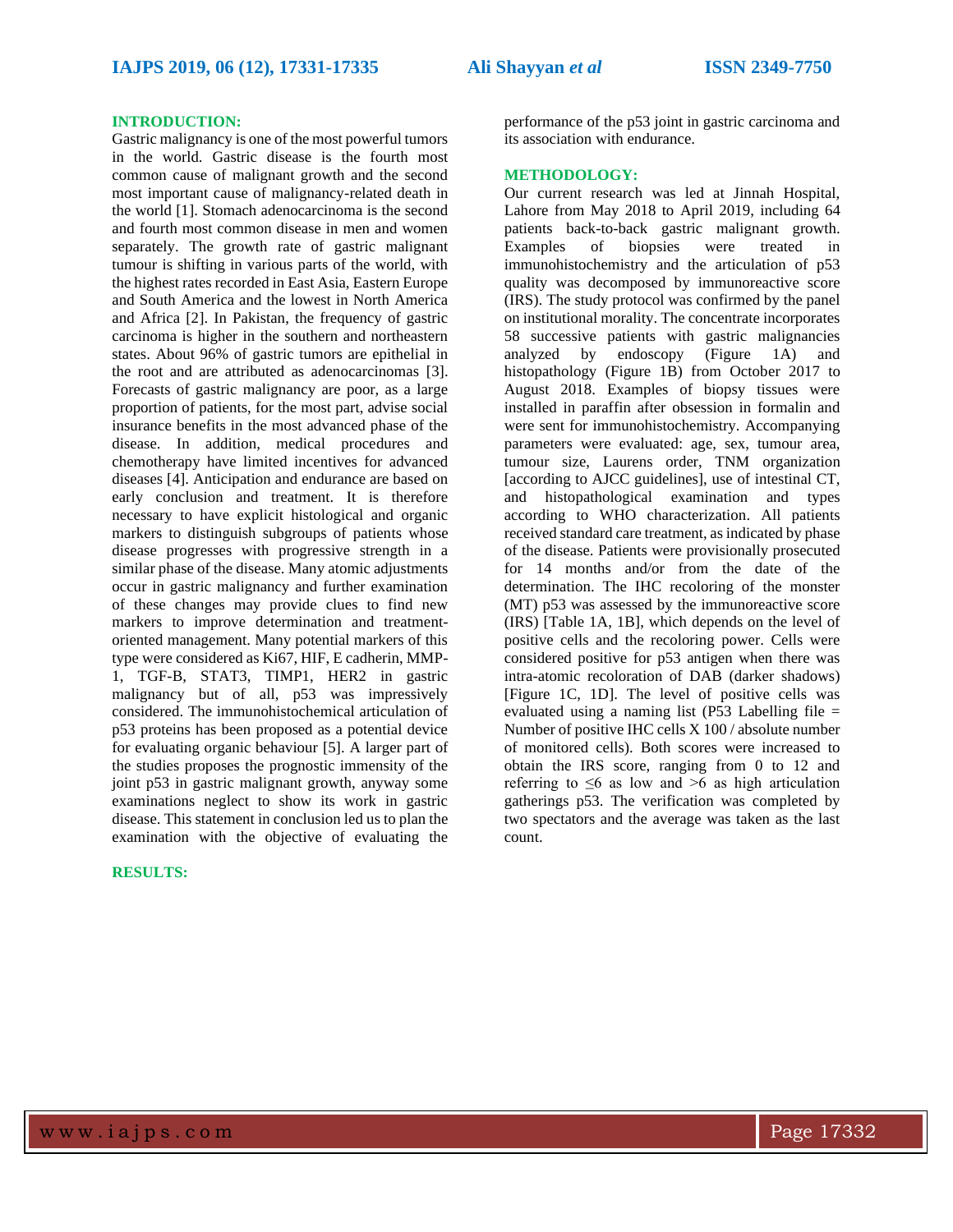## INTRODUCTION:

Gastric malignancy is one of the most powerful tumors in the world. Gastric disease is the fourth most common cause of malignant growth and the second most important cause of malignancy-related death in the world [1]. Stomach adenocarcinoma is the second and fourth most common disease in men and women separately. The growth rate of gastric malignant tumour is shifting in various parts of the world, with the highest rates recorded in East Asia, Eastern Europe and South America and the lowest in North America and Africa [2]. In Pakistan, the frequency of gastric carcinoma is higher in the southern and northeastern states. About 96% of gastric tumors are epithelial in the root and are attributed as adenocarcinomas [3]. Forecasts of gastric malignancy are poor, as a large proportion of patients, for the most part, advise social insurance benefits in the most advanced phase of the disease. In addition, medical procedures and chemotherapy have limited incentives for advanced diseases [4]. Anticipation and endurance are based on early conclusion and treatment. It is therefore necessary to have explicit histological and organic markers to distinguish subgroups of patients whose disease progresses with progressive strength in a similar phase of the disease. Many atomic adjustments occur in gastric malignancy and further examination of these changes may provide clues to find new markers to improve determination and treatment-oriented management. Many potential markers of this type were considered as Ki67, HIF, E cadherin, MMP-1, TGF-B, STAT3, TIMP1, HER2 in gastric malignancy but of all, p53 was impressively considered. The immunohistochemical articulation of p53 proteins has been proposed as a potential device for evaluating organic behaviour [5]. A larger part of the studies proposes the prognostic immensity of the joint p53 in gastric malignant growth, anyway some examinations neglect to show its work in gastric disease. This statement in conclusion led us to plan the examination with the objective of evaluating the performance of the p53 joint in gastric carcinoma and its association with endurance.

## METHODOLOGY:

Our current research was led at Jinnah Hospital, Lahore from May 2018 to April 2019, including 64 patients back-to-back gastric malignant growth. Examples of biopsies were treated in immunohistochemistry and the articulation of p53 quality was decomposed by immunoreactive score (IRS). The study protocol was confirmed by the panel on institutional morality. The concentrate incorporates 58 successive patients with gastric malignancies analyzed by endoscopy (Figure 1A) and histopathology (Figure 1B) from October 2017 to August 2018. Examples of biopsy tissues were installed in paraffin after obsession in formalin and were sent for immunohistochemistry. Accompanying parameters were evaluated: age, sex, tumour area, tumour size, Laurens order, TNM organization [according to AJCC guidelines], use of intestinal CT, and histopathological examination and types according to WHO characterization. All patients received standard care treatment, as indicated by phase of the disease. Patients were provisionally prosecuted for 14 months and/or from the date of the determination. The IHC recoloring of the monster (MT) p53 was assessed by the immunoreactive score (IRS) [Table 1A, 1B], which depends on the level of positive cells and the recoloring power. Cells were considered positive for p53 antigen when there was intra-atomic recoloration of DAB (darker shadows) [Figure 1C, 1D]. The level of positive cells was evaluated using a naming list (P53 Labelling file = Number of positive IHC cells X 100 / absolute number of monitored cells). Both scores were increased to obtain the IRS score, ranging from 0 to 12 and referring to ≤6 as low and >6 as high articulation gatherings p53. The verification was completed by two spectators and the average was taken as the last count.

## RESULTS: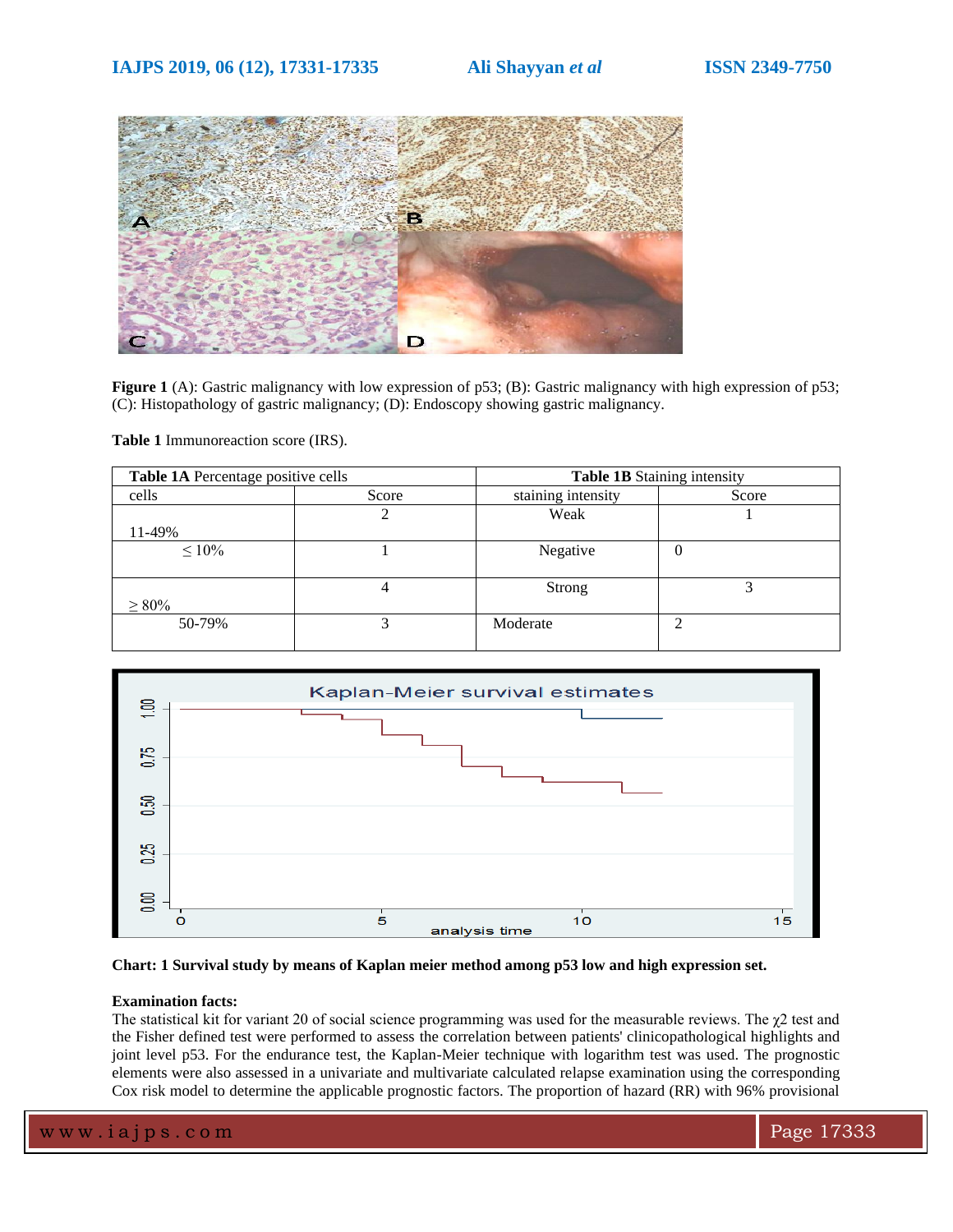**Figure 1** (A): Gastric malignancy with low expression of p53; (B): Gastric malignancy with high expression of p53; (C): Histopathology of gastric malignancy; (D): Endoscopy showing gastric malignancy.

**Table 1** Immunoreaction score (IRS).

| **Table 1A** Percentage positive cells | | **Table 1B** Staining intensity | |
|---|---|---|---|
| cells | Score | staining intensity | Score |
| 11-49% | 2 | Weak | 1 |
| ≤ 10% | 1 | Negative | 0 |
| ≥ 80% | 4 | Strong | 3 |
| 50-79% | 3 | Moderate | 2 |

**Chart: 1 Survival study by means of Kaplan meier method among p53 low and high expression set.**

**Examination facts:**

The statistical kit for variant 20 of social science programming was used for the measurable reviews. The $\chi 2$ test and the Fisher defined test were performed to assess the correlation between patients' clinicopathological highlights and joint level p53. For the endurance test, the Kaplan-Meier technique with logarithm test was used. The prognostic elements were also assessed in a univariate and multivariate calculated relapse examination using the corresponding Cox risk model to determine the applicable prognostic factors. The proportion of hazard (RR) with 96% provisional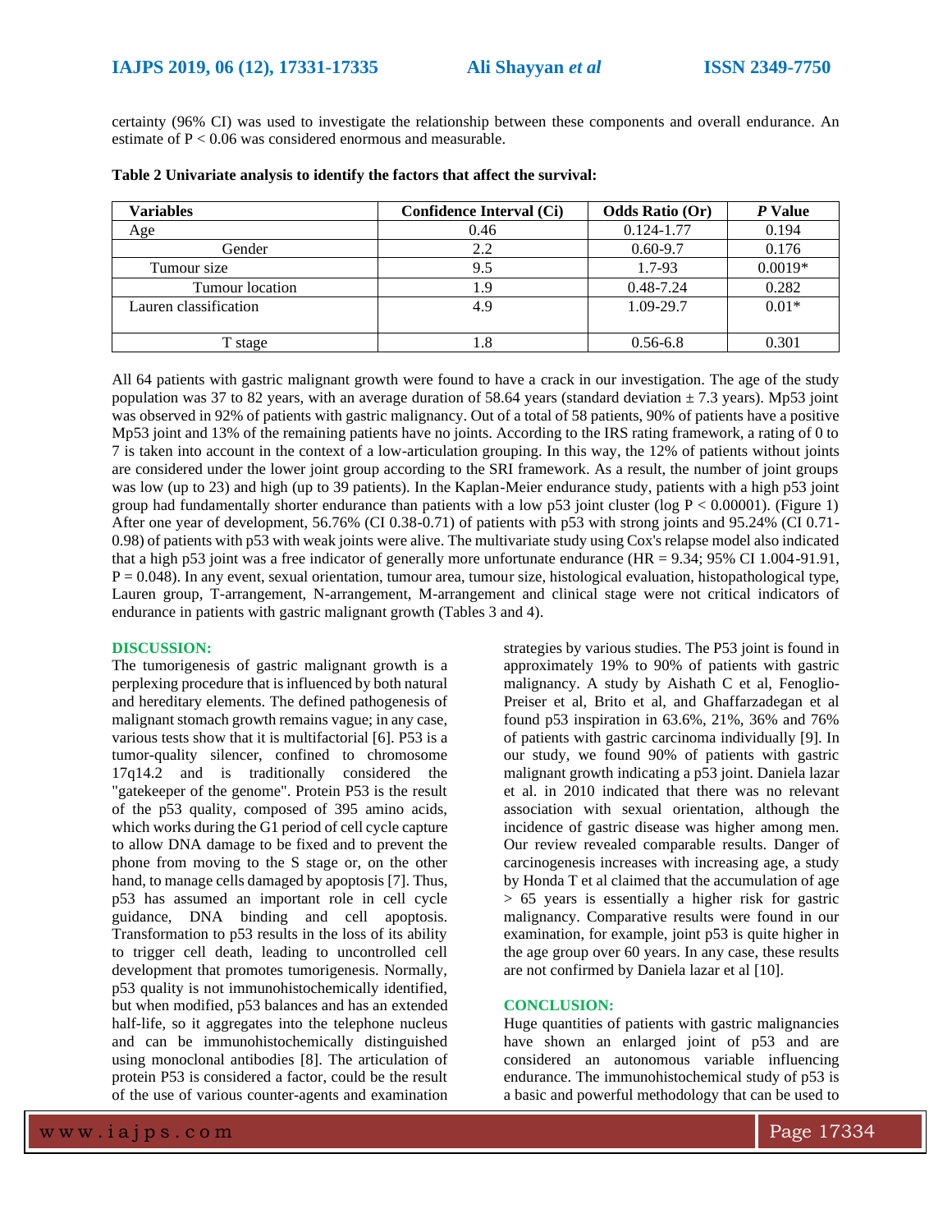certainty (96% CI) was used to investigate the relationship between these components and overall endurance. An estimate of $P < 0.06$ was considered enormous and measurable.

**Table 2 Univariate analysis to identify the factors that affect the survival:**

| Variables | Confidence Interval (Ci) | Odds Ratio (Or) | *P* Value |
|---|---|---|---|
| Age | 0.46 | 0.124-1.77 | 0.194 |
| Gender | 2.2 | 0.60-9.7 | 0.176 |
| Tumour size | 9.5 | 1.7-93 | 0.0019* |
| Tumour location | 1.9 | 0.48-7.24 | 0.282 |
| Lauren classification | 4.9 | 1.09-29.7 | 0.01* |
| T stage | 1.8 | 0.56-6.8 | 0.301 |

All 64 patients with gastric malignant growth were found to have a crack in our investigation. The age of the study population was 37 to 82 years, with an average duration of 58.64 years (standard deviation ± 7.3 years). Mp53 joint was observed in 92% of patients with gastric malignancy. Out of a total of 58 patients, 90% of patients have a positive Mp53 joint and 13% of the remaining patients have no joints. According to the IRS rating framework, a rating of 0 to 7 is taken into account in the context of a low-articulation grouping. In this way, the 12% of patients without joints are considered under the lower joint group according to the SRI framework. As a result, the number of joint groups was low (up to 23) and high (up to 39 patients). In the Kaplan-Meier endurance study, patients with a high p53 joint group had fundamentally shorter endurance than patients with a low p53 joint cluster (log $P < 0.00001$). (Figure 1) After one year of development, 56.76% (CI 0.38-0.71) of patients with p53 with strong joints and 95.24% (CI 0.71-0.98) of patients with p53 with weak joints were alive. The multivariate study using Cox's relapse model also indicated that a high p53 joint was a free indicator of generally more unfortunate endurance (HR = 9.34; 95% CI 1.004-91.91, $P = 0.048$). In any event, sexual orientation, tumour area, tumour size, histological evaluation, histopathological type, Lauren group, T-arrangement, N-arrangement, M-arrangement and clinical stage were not critical indicators of endurance in patients with gastric malignant growth (Tables 3 and 4).

## DISCUSSION:

The tumorigenesis of gastric malignant growth is a perplexing procedure that is influenced by both natural and hereditary elements. The defined pathogenesis of malignant stomach growth remains vague; in any case, various tests show that it is multifactorial [6]. P53 is a tumor-quality silencer, confined to chromosome 17q14.2 and is traditionally considered the "gatekeeper of the genome". Protein P53 is the result of the p53 quality, composed of 395 amino acids, which works during the G1 period of cell cycle capture to allow DNA damage to be fixed and to prevent the phone from moving to the S stage or, on the other hand, to manage cells damaged by apoptosis [7]. Thus, p53 has assumed an important role in cell cycle guidance, DNA binding and cell apoptosis. Transformation to p53 results in the loss of its ability to trigger cell death, leading to uncontrolled cell development that promotes tumorigenesis. Normally, p53 quality is not immunohistochemically identified, but when modified, p53 balances and has an extended half-life, so it aggregates into the telephone nucleus and can be immunohistochemically distinguished using monoclonal antibodies [8]. The articulation of protein P53 is considered a factor, could be the result of the use of various counter-agents and examination strategies by various studies. The P53 joint is found in approximately 19% to 90% of patients with gastric malignancy. A study by Aishath C et al, Fenoglio-Preiser et al, Brito et al, and Ghaffarzadegan et al found p53 inspiration in 63.6%, 21%, 36% and 76% of patients with gastric carcinoma individually [9]. In our study, we found 90% of patients with gastric malignant growth indicating a p53 joint. Daniela lazar et al. in 2010 indicated that there was no relevant association with sexual orientation, although the incidence of gastric disease was higher among men. Our review revealed comparable results. Danger of carcinogenesis increases with increasing age, a study by Honda T et al claimed that the accumulation of age > 65 years is essentially a higher risk for gastric malignancy. Comparative results were found in our examination, for example, joint p53 is quite higher in the age group over 60 years. In any case, these results are not confirmed by Daniela lazar et al [10].

## CONCLUSION:

Huge quantities of patients with gastric malignancies have shown an enlarged joint of p53 and are considered an autonomous variable influencing endurance. The immunohistochemical study of p53 is a basic and powerful methodology that can be used to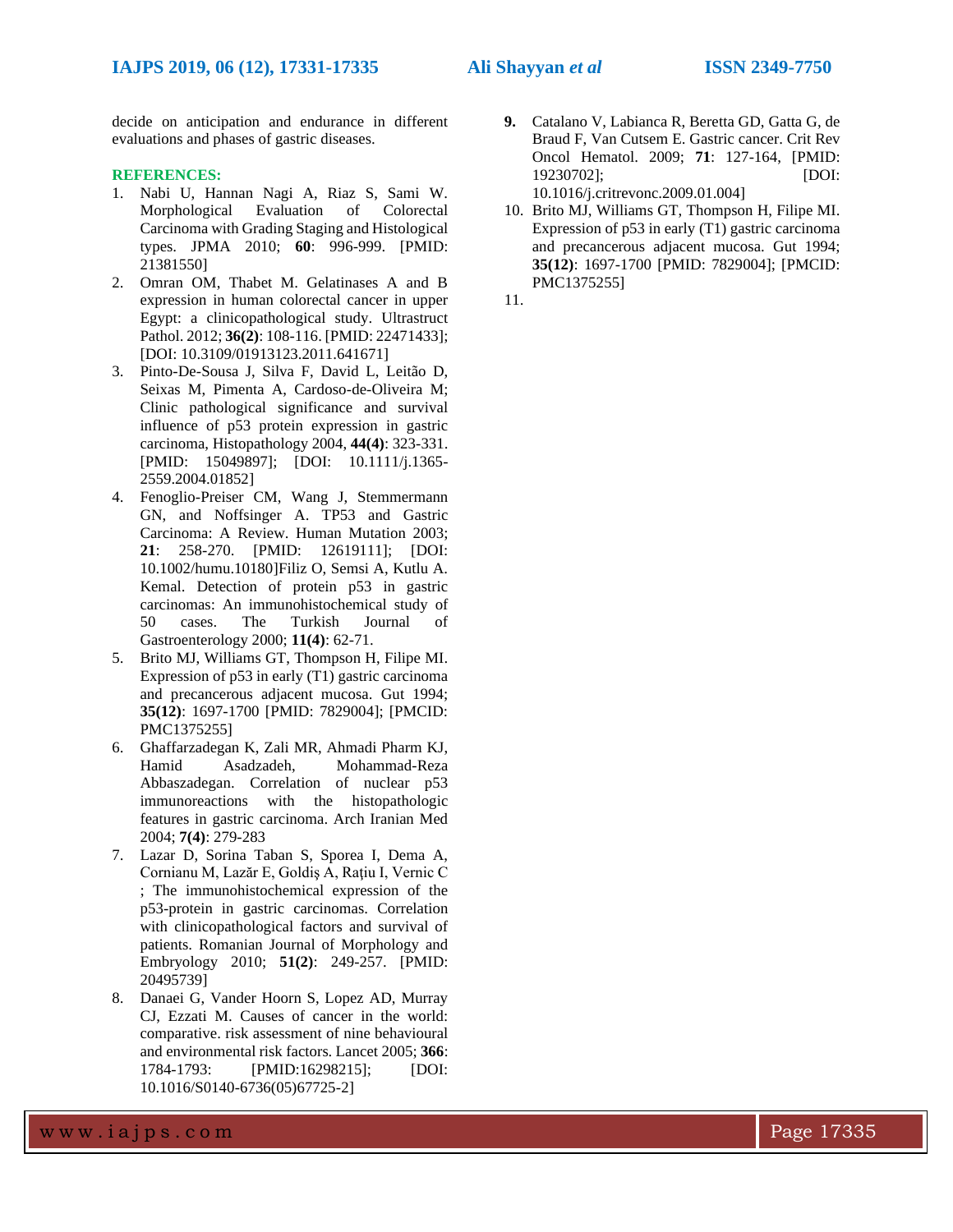decide on anticipation and endurance in different evaluations and phases of gastric diseases.

## REFERENCES:

1. Nabi U, Hannan Nagi A, Riaz S, Sami W. Morphological Evaluation of Colorectal Carcinoma with Grading Staging and Histological types. JPMA 2010; **60**: 996-999. [PMID: 21381550]
2. Omran OM, Thabet M. Gelatinases A and B expression in human colorectal cancer in upper Egypt: a clinicopathological study. Ultrastruct Pathol. 2012; **36(2)**: 108-116. [PMID: 22471433]; [DOI: 10.3109/01913123.2011.641671]
3. Pinto-De-Sousa J, Silva F, David L, Leitão D, Seixas M, Pimenta A, Cardoso-de-Oliveira M; Clinic pathological significance and survival influence of p53 protein expression in gastric carcinoma, Histopathology 2004, **44(4)**: 323-331. [PMID: 15049897]; [DOI: 10.1111/j.1365-2559.2004.01852]
4. Fenoglio-Preiser CM, Wang J, Stemmermann GN, and Noffsinger A. TP53 and Gastric Carcinoma: A Review. Human Mutation 2003; **21**: 258-270. [PMID: 12619111]; [DOI: 10.1002/humu.10180]Filiz O, Semsi A, Kutlu A. Kemal. Detection of protein p53 in gastric carcinomas: An immunohistochemical study of 50 cases. The Turkish Journal of Gastroenterology 2000; **11(4)**: 62-71.
5. Brito MJ, Williams GT, Thompson H, Filipe MI. Expression of p53 in early (T1) gastric carcinoma and precancerous adjacent mucosa. Gut 1994; **35(12)**: 1697-1700 [PMID: 7829004]; [PMCID: PMC1375255]
6. Ghaffarzadegan K, Zali MR, Ahmadi Pharm KJ, Hamid Asadzadeh, Mohammad-Reza Abbaszadegan. Correlation of nuclear p53 immunoreactions with the histopathologic features in gastric carcinoma. Arch Iranian Med 2004; **7(4)**: 279-283
7. Lazar D, Sorina Taban S, Sporea I, Dema A, Cornianu M, Lazăr E, Goldiş A, Raţiu I, Vernic C ; The immunohistochemical expression of the p53-protein in gastric carcinomas. Correlation with clinicopathological factors and survival of patients. Romanian Journal of Morphology and Embryology 2010; **51(2)**: 249-257. [PMID: 20495739]
8. Danaei G, Vander Hoorn S, Lopez AD, Murray CJ, Ezzati M. Causes of cancer in the world: comparative. risk assessment of nine behavioural and environmental risk factors. Lancet 2005; **366**: 1784-1793: [PMID:16298215]; [DOI: 10.1016/S0140-6736(05)67725-2]
9. Catalano V, Labianca R, Beretta GD, Gatta G, de Braud F, Van Cutsem E. Gastric cancer. Crit Rev Oncol Hematol. 2009; **71**: 127-164, [PMID: 19230702]; [DOI: 10.1016/j.critrevonc.2009.01.004]
10. Brito MJ, Williams GT, Thompson H, Filipe MI. Expression of p53 in early (T1) gastric carcinoma and precancerous adjacent mucosa. Gut 1994; **35(12)**: 1697-1700 [PMID: 7829004]; [PMCID: PMC1375255]
11.